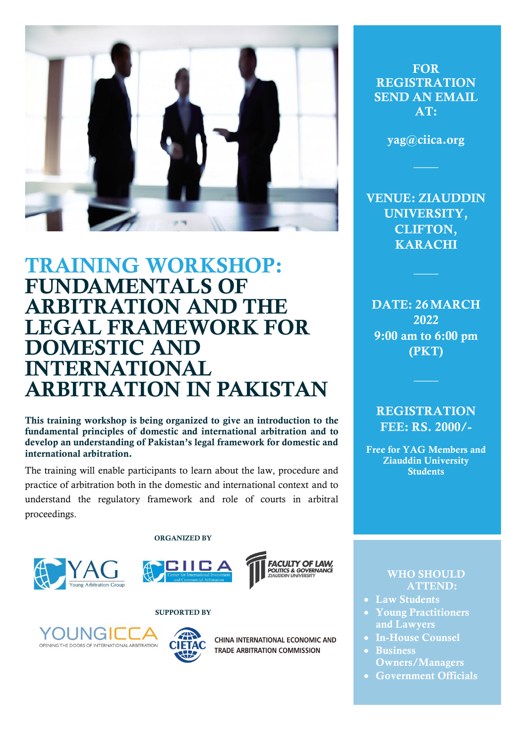# TRAINING WORKSHOP: FUNDAMENTALS OF ARBITRATION AND THE LEGAL FRAMEWORK FOR DOMESTIC AND INTERNATIONAL ARBITRATION IN PAKISTAN

**This training workshop is being organized to give an introduction to the fundamental principles of domestic and international arbitration and to develop an understanding of Pakistan's legal framework for domestic and international arbitration.**

The training will enable participants to learn about the law, procedure and practice of arbitration both in the domestic and international context and to understand the regulatory framework and role of courts in arbitral proceedings.

**ORGANIZED BY**

YAG Young Arbitration Group

CIICA Center for International Investment and Commercial Arbitration

FACULTY OF LAW, POLITICS & GOVERNANCE ZIAUDDIN UNIVERSITY

**SUPPORTED BY**

YOUNGICCA OPENING THE DOORS OF INTERNATIONAL ARBITRATION

CIETAC CHINA INTERNATIONAL ECONOMIC AND TRADE ARBITRATION COMMISSION

## FOR REGISTRATION SEND AN EMAIL AT:

**yag@ciica.org**

## VENUE: ZIAUDDIN UNIVERSITY, CLIFTON, KARACHI

## DATE: 26 MARCH 2022

**9:00 am to 6:00 pm (PKT)**

## REGISTRATION FEE: RS. 2000/-

**Free for YAG Members and Ziauddin University Students**

## WHO SHOULD ATTEND:

- **Law Students**
- **Young Practitioners and Lawyers**
- **In-House Counsel**
- **Business Owners/Managers**
- **Government Officials**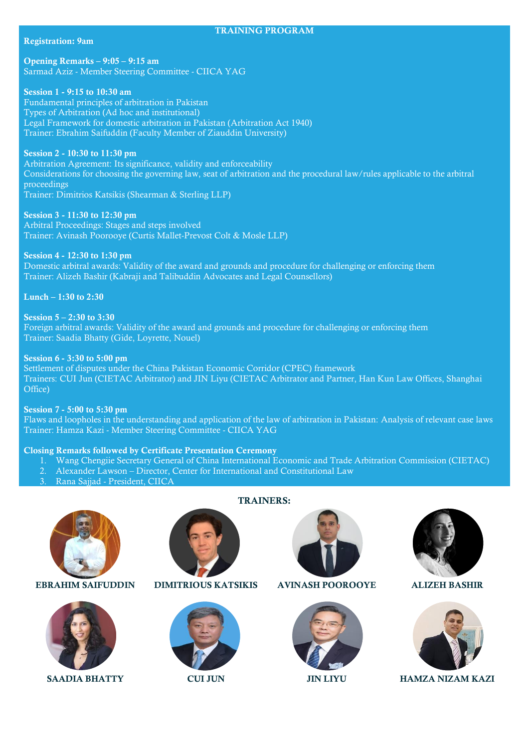## TRAINING PROGRAM

**Registration: 9am**

**Opening Remarks – 9:05 – 9:15 am**
Sarmad Aziz - Member Steering Committee - CIICA YAG

**Session 1 - 9:15 to 10:30 am**
Fundamental principles of arbitration in Pakistan
Types of Arbitration (Ad hoc and institutional)
Legal Framework for domestic arbitration in Pakistan (Arbitration Act 1940)
Trainer: Ebrahim Saifuddin (Faculty Member of Ziauddin University)

**Session 2 - 10:30 to 11:30 pm**
Arbitration Agreement: Its significance, validity and enforceability
Considerations for choosing the governing law, seat of arbitration and the procedural law/rules applicable to the arbitral proceedings
Trainer: Dimitrios Katsikis (Shearman & Sterling LLP)

**Session 3 - 11:30 to 12:30 pm**
Arbitral Proceedings: Stages and steps involved
Trainer: Avinash Poorooye (Curtis Mallet-Prevost Colt & Mosle LLP)

**Session 4 - 12:30 to 1:30 pm**
Domestic arbitral awards: Validity of the award and grounds and procedure for challenging or enforcing them
Trainer: Alizeh Bashir (Kabraji and Talibuddin Advocates and Legal Counsellors)

**Lunch – 1:30 to 2:30**

**Session 5 – 2:30 to 3:30**
Foreign arbitral awards: Validity of the award and grounds and procedure for challenging or enforcing them
Trainer: Saadia Bhatty (Gide, Loyrette, Nouel)

**Session 6 - 3:30 to 5:00 pm**
Settlement of disputes under the China Pakistan Economic Corridor (CPEC) framework
Trainers: CUI Jun (CIETAC Arbitrator) and JIN Liyu (CIETAC Arbitrator and Partner, Han Kun Law Offices, Shanghai Office)

**Session 7 - 5:00 to 5:30 pm**
Flaws and loopholes in the understanding and application of the law of arbitration in Pakistan: Analysis of relevant case laws
Trainer: Hamza Kazi - Member Steering Committee - CIICA YAG

**Closing Remarks followed by Certificate Presentation Ceremony**

1. Wang Chengjie Secretary General of China International Economic and Trade Arbitration Commission (CIETAC)
2. Alexander Lawson – Director, Center for International and Constitutional Law
3. Rana Sajjad - President, CIICA

## TRAINERS:

**EBRAHIM SAIFUDDIN**

**DIMITRIOUS KATSIKIS**

**AVINASH POOROOYE**

**ALIZEH BASHIR**

**SAADIA BHATTY**

**CUI JUN**

**JIN LIYU**

**HAMZA NIZAM KAZI**